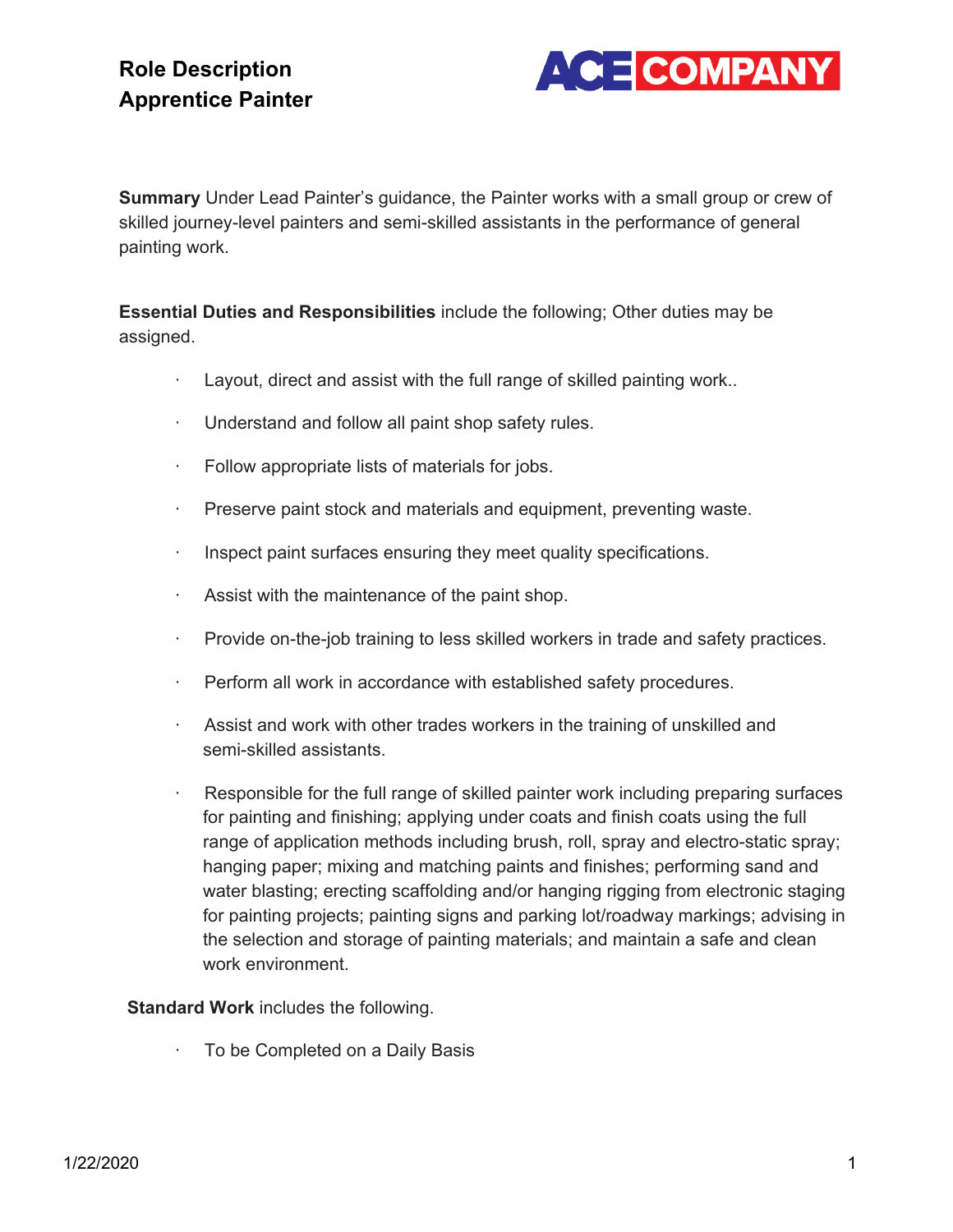# Role Description
# Apprentice Painter

ACE COMPANY

**Summary** Under Lead Painter's guidance, the Painter works with a small group or crew of skilled journey-level painters and semi-skilled assistants in the performance of general painting work.

**Essential Duties and Responsibilities** include the following; Other duties may be assigned.

- Layout, direct and assist with the full range of skilled painting work..
- Understand and follow all paint shop safety rules.
- Follow appropriate lists of materials for jobs.
- Preserve paint stock and materials and equipment, preventing waste.
- Inspect paint surfaces ensuring they meet quality specifications.
- Assist with the maintenance of the paint shop.
- Provide on-the-job training to less skilled workers in trade and safety practices.
- Perform all work in accordance with established safety procedures.
- Assist and work with other trades workers in the training of unskilled and semi-skilled assistants.
- Responsible for the full range of skilled painter work including preparing surfaces for painting and finishing; applying under coats and finish coats using the full range of application methods including brush, roll, spray and electro-static spray; hanging paper; mixing and matching paints and finishes; performing sand and water blasting; erecting scaffolding and/or hanging rigging from electronic staging for painting projects; painting signs and parking lot/roadway markings; advising in the selection and storage of painting materials; and maintain a safe and clean work environment.

**Standard Work** includes the following.

- To be Completed on a Daily Basis

1/22/2020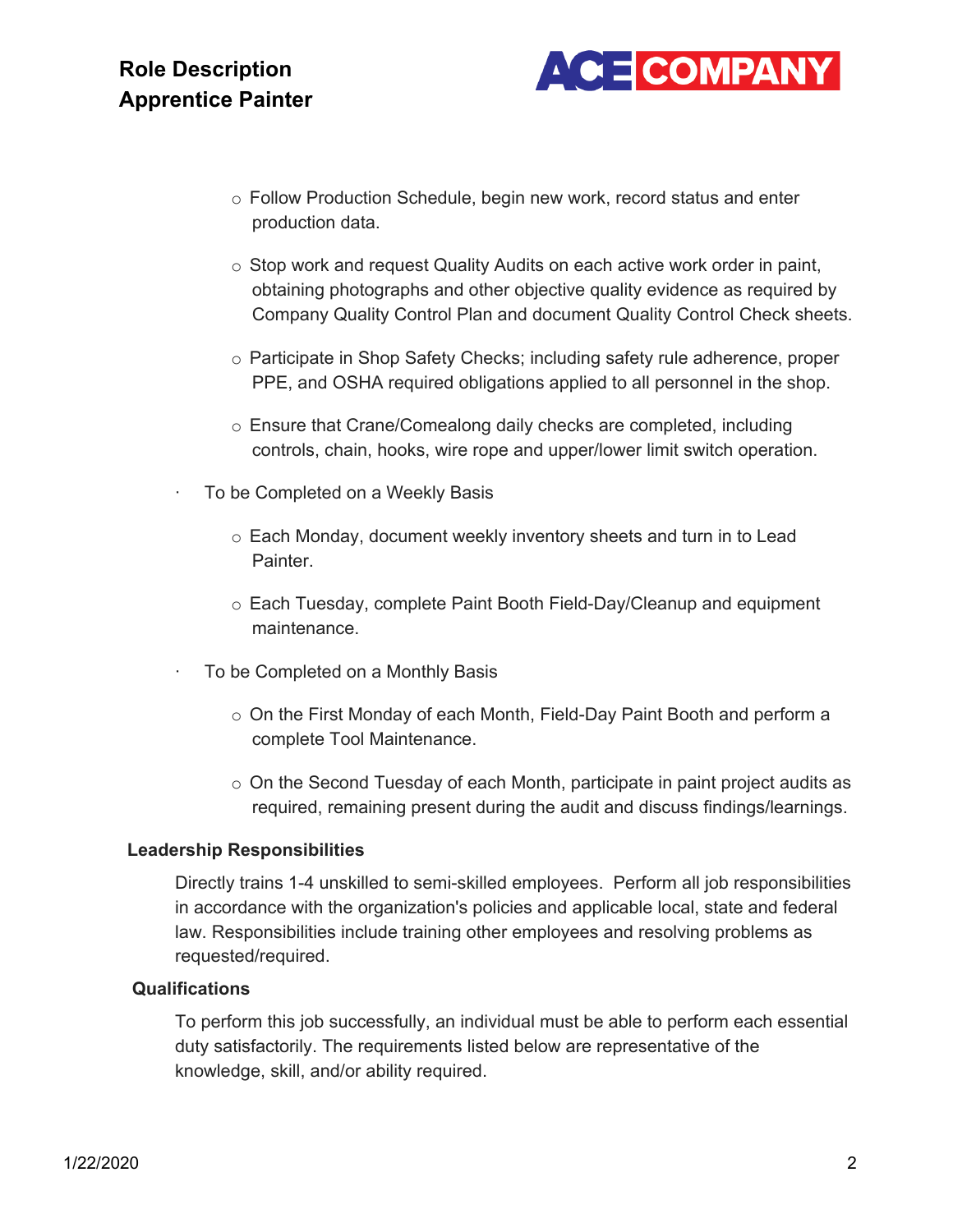- Follow Production Schedule, begin new work, record status and enter production data.

- Stop work and request Quality Audits on each active work order in paint, obtaining photographs and other objective quality evidence as required by Company Quality Control Plan and document Quality Control Check sheets.

- Participate in Shop Safety Checks; including safety rule adherence, proper PPE, and OSHA required obligations applied to all personnel in the shop.

- Ensure that Crane/Comealong daily checks are completed, including controls, chain, hooks, wire rope and upper/lower limit switch operation.

- To be Completed on a Weekly Basis
  - Each Monday, document weekly inventory sheets and turn in to Lead Painter.
  - Each Tuesday, complete Paint Booth Field-Day/Cleanup and equipment maintenance.

- To be Completed on a Monthly Basis
  - On the First Monday of each Month, Field-Day Paint Booth and perform a complete Tool Maintenance.
  - On the Second Tuesday of each Month, participate in paint project audits as required, remaining present during the audit and discuss findings/learnings.

**Leadership Responsibilities**

Directly trains 1-4 unskilled to semi-skilled employees. Perform all job responsibilities in accordance with the organization's policies and applicable local, state and federal law. Responsibilities include training other employees and resolving problems as requested/required.

**Qualifications**

To perform this job successfully, an individual must be able to perform each essential duty satisfactorily. The requirements listed below are representative of the knowledge, skill, and/or ability required.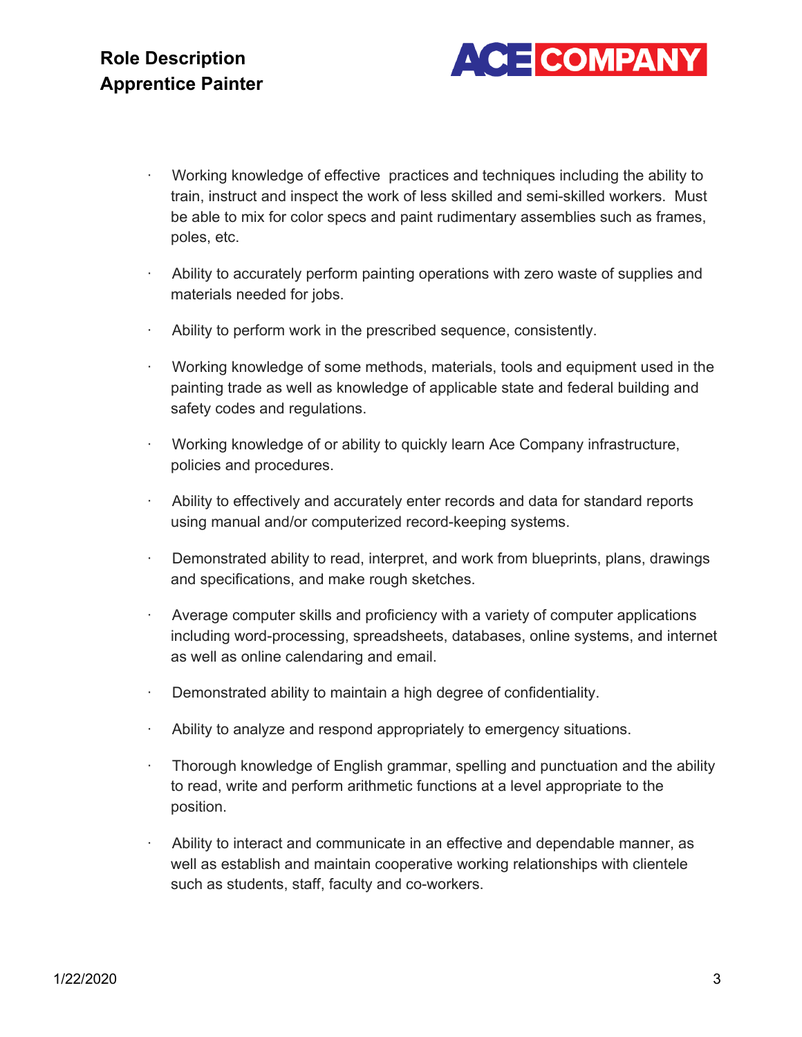- Working knowledge of effective practices and techniques including the ability to train, instruct and inspect the work of less skilled and semi-skilled workers. Must be able to mix for color specs and paint rudimentary assemblies such as frames, poles, etc.
- Ability to accurately perform painting operations with zero waste of supplies and materials needed for jobs.
- Ability to perform work in the prescribed sequence, consistently.
- Working knowledge of some methods, materials, tools and equipment used in the painting trade as well as knowledge of applicable state and federal building and safety codes and regulations.
- Working knowledge of or ability to quickly learn Ace Company infrastructure, policies and procedures.
- Ability to effectively and accurately enter records and data for standard reports using manual and/or computerized record-keeping systems.
- Demonstrated ability to read, interpret, and work from blueprints, plans, drawings and specifications, and make rough sketches.
- Average computer skills and proficiency with a variety of computer applications including word-processing, spreadsheets, databases, online systems, and internet as well as online calendaring and email.
- Demonstrated ability to maintain a high degree of confidentiality.
- Ability to analyze and respond appropriately to emergency situations.
- Thorough knowledge of English grammar, spelling and punctuation and the ability to read, write and perform arithmetic functions at a level appropriate to the position.
- Ability to interact and communicate in an effective and dependable manner, as well as establish and maintain cooperative working relationships with clientele such as students, staff, faculty and co-workers.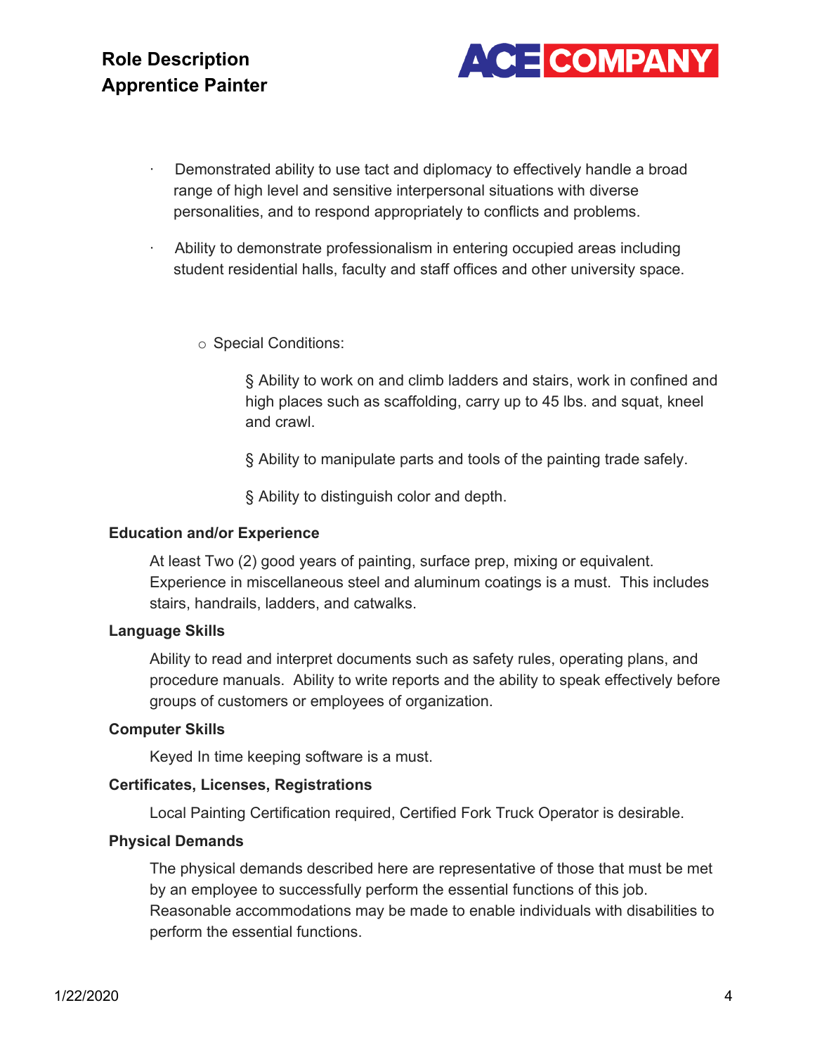- Demonstrated ability to use tact and diplomacy to effectively handle a broad range of high level and sensitive interpersonal situations with diverse personalities, and to respond appropriately to conflicts and problems.

- Ability to demonstrate professionalism in entering occupied areas including student residential halls, faculty and staff offices and other university space.

  - Special Conditions:

    - § Ability to work on and climb ladders and stairs, work in confined and high places such as scaffolding, carry up to 45 lbs. and squat, kneel and crawl.

    - § Ability to manipulate parts and tools of the painting trade safely.

    - § Ability to distinguish color and depth.

### Education and/or Experience

At least Two (2) good years of painting, surface prep, mixing or equivalent. Experience in miscellaneous steel and aluminum coatings is a must. This includes stairs, handrails, ladders, and catwalks.

### Language Skills

Ability to read and interpret documents such as safety rules, operating plans, and procedure manuals. Ability to write reports and the ability to speak effectively before groups of customers or employees of organization.

### Computer Skills

Keyed In time keeping software is a must.

### Certificates, Licenses, Registrations

Local Painting Certification required, Certified Fork Truck Operator is desirable.

### Physical Demands

The physical demands described here are representative of those that must be met by an employee to successfully perform the essential functions of this job. Reasonable accommodations may be made to enable individuals with disabilities to perform the essential functions.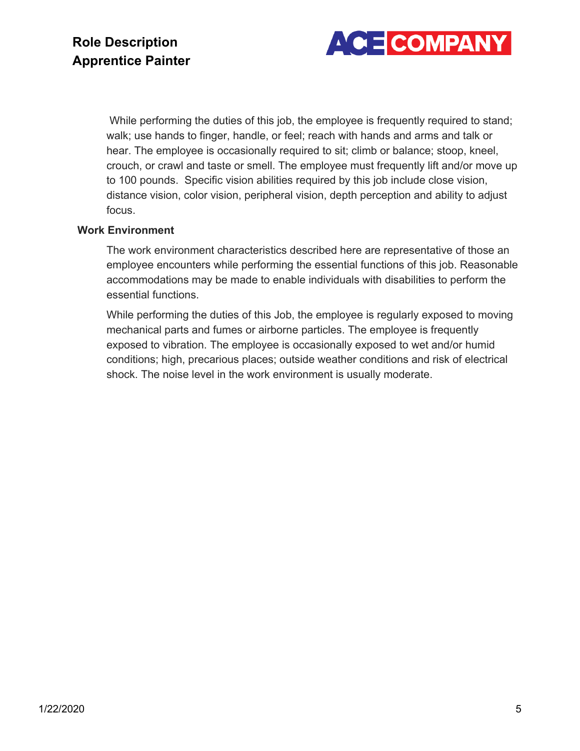While performing the duties of this job, the employee is frequently required to stand; walk; use hands to finger, handle, or feel; reach with hands and arms and talk or hear. The employee is occasionally required to sit; climb or balance; stoop, kneel, crouch, or crawl and taste or smell. The employee must frequently lift and/or move up to 100 pounds. Specific vision abilities required by this job include close vision, distance vision, color vision, peripheral vision, depth perception and ability to adjust focus.

**Work Environment**

The work environment characteristics described here are representative of those an employee encounters while performing the essential functions of this job. Reasonable accommodations may be made to enable individuals with disabilities to perform the essential functions.

While performing the duties of this Job, the employee is regularly exposed to moving mechanical parts and fumes or airborne particles. The employee is frequently exposed to vibration. The employee is occasionally exposed to wet and/or humid conditions; high, precarious places; outside weather conditions and risk of electrical shock. The noise level in the work environment is usually moderate.